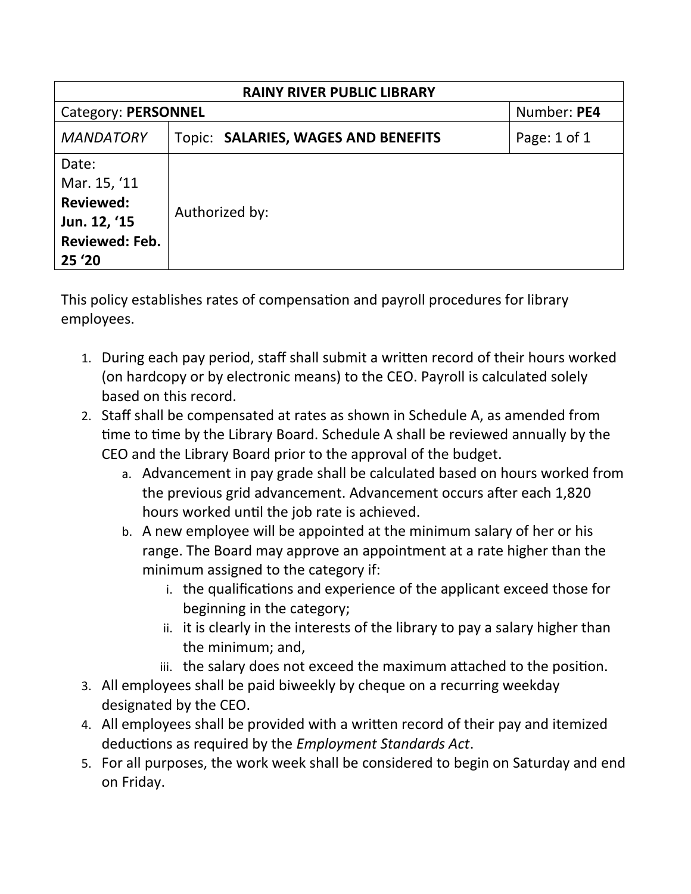| RAINY RIVER PUBLIC LIBRARY | | |
| --- | --- | --- |
| Category: **PERSONNEL** | | Number: **PE4** |
| *MANDATORY* | Topic: **SALARIES, WAGES AND BENEFITS** | Page: 1 of 1 |
| Date: Mar. 15, '11 **Reviewed: Jun. 12, '15 Reviewed: Feb. 25 '20** | Authorized by: | |

This policy establishes rates of compensation and payroll procedures for library employees.

1. During each pay period, staff shall submit a written record of their hours worked (on hardcopy or by electronic means) to the CEO. Payroll is calculated solely based on this record.
2. Staff shall be compensated at rates as shown in Schedule A, as amended from time to time by the Library Board. Schedule A shall be reviewed annually by the CEO and the Library Board prior to the approval of the budget.
   a. Advancement in pay grade shall be calculated based on hours worked from the previous grid advancement. Advancement occurs after each 1,820 hours worked until the job rate is achieved.
   b. A new employee will be appointed at the minimum salary of her or his range. The Board may approve an appointment at a rate higher than the minimum assigned to the category if:
      i. the qualifications and experience of the applicant exceed those for beginning in the category;
      ii. it is clearly in the interests of the library to pay a salary higher than the minimum; and,
      iii. the salary does not exceed the maximum attached to the position.
3. All employees shall be paid biweekly by cheque on a recurring weekday designated by the CEO.
4. All employees shall be provided with a written record of their pay and itemized deductions as required by the *Employment Standards Act*.
5. For all purposes, the work week shall be considered to begin on Saturday and end on Friday.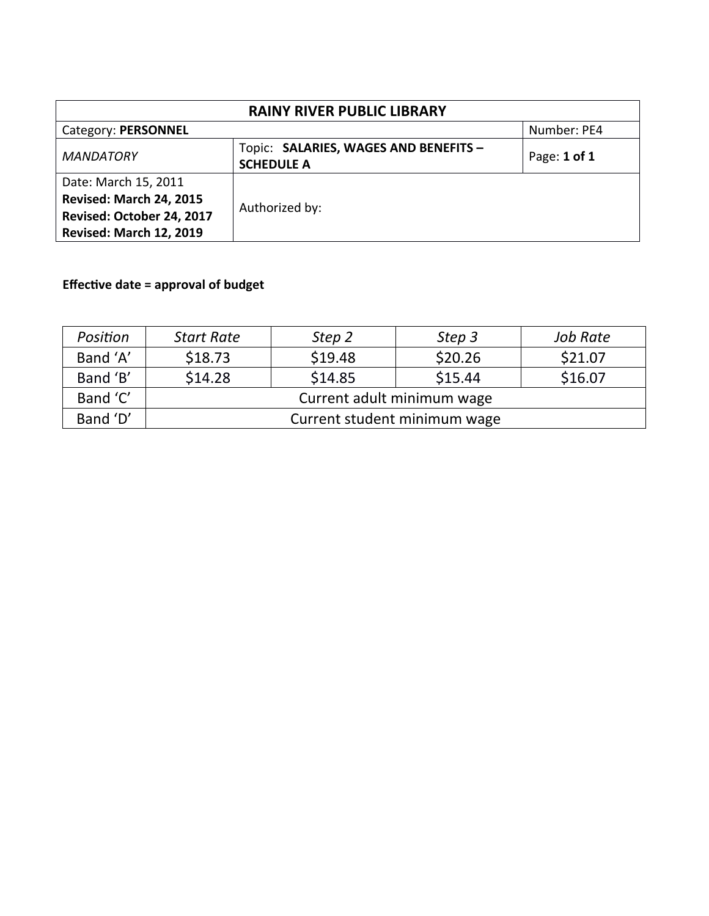| RAINY RIVER PUBLIC LIBRARY | | |
|---|---|---|
| Category: **PERSONNEL** | | Number: PE4 |
| *MANDATORY* | Topic: **SALARIES, WAGES AND BENEFITS – SCHEDULE A** | Page: **1 of 1** |
| Date: March 15, 2011<br>**Revised: March 24, 2015**<br>**Revised: October 24, 2017**<br>**Revised: March 12, 2019** | Authorized by: | |

**Effective date = approval of budget**

| *Position* | *Start Rate* | *Step 2* | *Step 3* | *Job Rate* |
|---|---|---|---|---|
| Band 'A' | $18.73 | $19.48 | $20.26 | $21.07 |
| Band 'B' | $14.28 | $14.85 | $15.44 | $16.07 |
| Band 'C' | Current adult minimum wage | | | |
| Band 'D' | Current student minimum wage | | | |